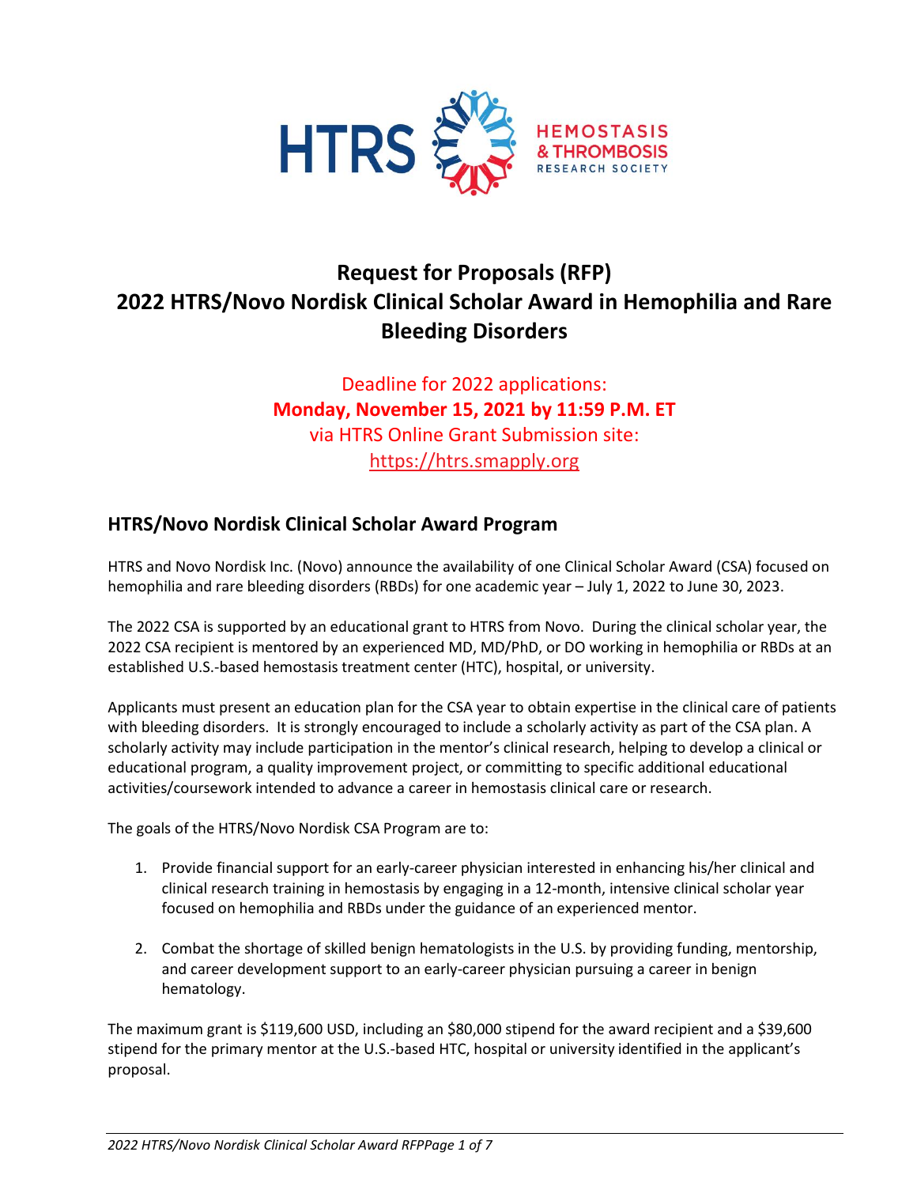HTRS HEMOSTASIS & THROMBOSIS RESEARCH SOCIETY

# Request for Proposals (RFP)
# 2022 HTRS/Novo Nordisk Clinical Scholar Award in Hemophilia and Rare Bleeding Disorders

Deadline for 2022 applications:
**Monday, November 15, 2021 by 11:59 P.M. ET**
via HTRS Online Grant Submission site:
https://htrs.smapply.org

## HTRS/Novo Nordisk Clinical Scholar Award Program

HTRS and Novo Nordisk Inc. (Novo) announce the availability of one Clinical Scholar Award (CSA) focused on hemophilia and rare bleeding disorders (RBDs) for one academic year – July 1, 2022 to June 30, 2023.

The 2022 CSA is supported by an educational grant to HTRS from Novo. During the clinical scholar year, the 2022 CSA recipient is mentored by an experienced MD, MD/PhD, or DO working in hemophilia or RBDs at an established U.S.-based hemostasis treatment center (HTC), hospital, or university.

Applicants must present an education plan for the CSA year to obtain expertise in the clinical care of patients with bleeding disorders. It is strongly encouraged to include a scholarly activity as part of the CSA plan. A scholarly activity may include participation in the mentor's clinical research, helping to develop a clinical or educational program, a quality improvement project, or committing to specific additional educational activities/coursework intended to advance a career in hemostasis clinical care or research.

The goals of the HTRS/Novo Nordisk CSA Program are to:

1. Provide financial support for an early-career physician interested in enhancing his/her clinical and clinical research training in hemostasis by engaging in a 12-month, intensive clinical scholar year focused on hemophilia and RBDs under the guidance of an experienced mentor.

2. Combat the shortage of skilled benign hematologists in the U.S. by providing funding, mentorship, and career development support to an early-career physician pursuing a career in benign hematology.

The maximum grant is $119,600 USD, including an $80,000 stipend for the award recipient and a $39,600 stipend for the primary mentor at the U.S.-based HTC, hospital or university identified in the applicant's proposal.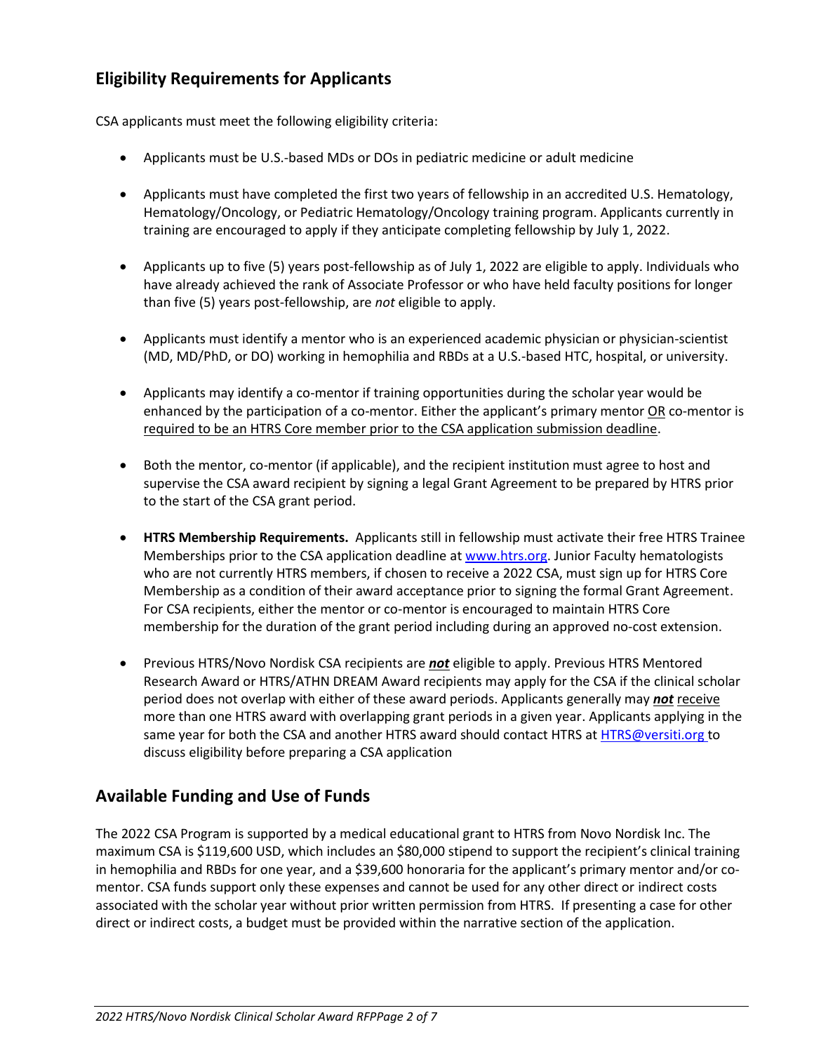## Eligibility Requirements for Applicants

CSA applicants must meet the following eligibility criteria:

- Applicants must be U.S.-based MDs or DOs in pediatric medicine or adult medicine
- Applicants must have completed the first two years of fellowship in an accredited U.S. Hematology, Hematology/Oncology, or Pediatric Hematology/Oncology training program. Applicants currently in training are encouraged to apply if they anticipate completing fellowship by July 1, 2022.
- Applicants up to five (5) years post-fellowship as of July 1, 2022 are eligible to apply. Individuals who have already achieved the rank of Associate Professor or who have held faculty positions for longer than five (5) years post-fellowship, are *not* eligible to apply.
- Applicants must identify a mentor who is an experienced academic physician or physician-scientist (MD, MD/PhD, or DO) working in hemophilia and RBDs at a U.S.-based HTC, hospital, or university.
- Applicants may identify a co-mentor if training opportunities during the scholar year would be enhanced by the participation of a co-mentor. Either the applicant's primary mentor OR co-mentor is required to be an HTRS Core member prior to the CSA application submission deadline.
- Both the mentor, co-mentor (if applicable), and the recipient institution must agree to host and supervise the CSA award recipient by signing a legal Grant Agreement to be prepared by HTRS prior to the start of the CSA grant period.
- **HTRS Membership Requirements.** Applicants still in fellowship must activate their free HTRS Trainee Memberships prior to the CSA application deadline at www.htrs.org. Junior Faculty hematologists who are not currently HTRS members, if chosen to receive a 2022 CSA, must sign up for HTRS Core Membership as a condition of their award acceptance prior to signing the formal Grant Agreement. For CSA recipients, either the mentor or co-mentor is encouraged to maintain HTRS Core membership for the duration of the grant period including during an approved no-cost extension.
- Previous HTRS/Novo Nordisk CSA recipients are ***not*** eligible to apply. Previous HTRS Mentored Research Award or HTRS/ATHN DREAM Award recipients may apply for the CSA if the clinical scholar period does not overlap with either of these award periods. Applicants generally may ***not*** receive more than one HTRS award with overlapping grant periods in a given year. Applicants applying in the same year for both the CSA and another HTRS award should contact HTRS at HTRS@versiti.org to discuss eligibility before preparing a CSA application

## Available Funding and Use of Funds

The 2022 CSA Program is supported by a medical educational grant to HTRS from Novo Nordisk Inc. The maximum CSA is $119,600 USD, which includes an $80,000 stipend to support the recipient's clinical training in hemophilia and RBDs for one year, and a $39,600 honoraria for the applicant's primary mentor and/or co-mentor. CSA funds support only these expenses and cannot be used for any other direct or indirect costs associated with the scholar year without prior written permission from HTRS. If presenting a case for other direct or indirect costs, a budget must be provided within the narrative section of the application.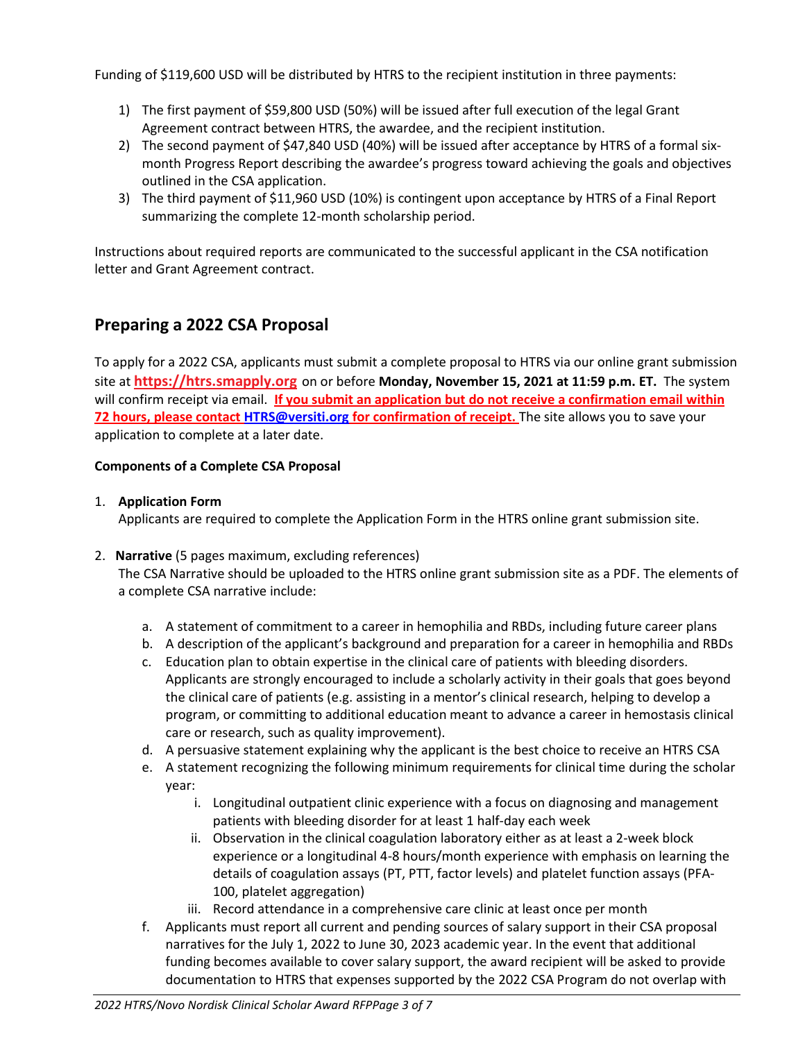Funding of $119,600 USD will be distributed by HTRS to the recipient institution in three payments:

1) The first payment of $59,800 USD (50%) will be issued after full execution of the legal Grant Agreement contract between HTRS, the awardee, and the recipient institution.
2) The second payment of $47,840 USD (40%) will be issued after acceptance by HTRS of a formal six-month Progress Report describing the awardee's progress toward achieving the goals and objectives outlined in the CSA application.
3) The third payment of $11,960 USD (10%) is contingent upon acceptance by HTRS of a Final Report summarizing the complete 12-month scholarship period.

Instructions about required reports are communicated to the successful applicant in the CSA notification letter and Grant Agreement contract.

## Preparing a 2022 CSA Proposal

To apply for a 2022 CSA, applicants must submit a complete proposal to HTRS via our online grant submission site at **https://htrs.smapply.org** on or before **Monday, November 15, 2021 at 11:59 p.m. ET.** The system will confirm receipt via email. **If you submit an application but do not receive a confirmation email within 72 hours, please contact HTRS@versiti.org for confirmation of receipt.** The site allows you to save your application to complete at a later date.

**Components of a Complete CSA Proposal**

1. **Application Form**
   Applicants are required to complete the Application Form in the HTRS online grant submission site.

2. **Narrative** (5 pages maximum, excluding references)
   The CSA Narrative should be uploaded to the HTRS online grant submission site as a PDF. The elements of a complete CSA narrative include:

   a. A statement of commitment to a career in hemophilia and RBDs, including future career plans
   b. A description of the applicant's background and preparation for a career in hemophilia and RBDs
   c. Education plan to obtain expertise in the clinical care of patients with bleeding disorders. Applicants are strongly encouraged to include a scholarly activity in their goals that goes beyond the clinical care of patients (e.g. assisting in a mentor's clinical research, helping to develop a program, or committing to additional education meant to advance a career in hemostasis clinical care or research, such as quality improvement).
   d. A persuasive statement explaining why the applicant is the best choice to receive an HTRS CSA
   e. A statement recognizing the following minimum requirements for clinical time during the scholar year:
      i. Longitudinal outpatient clinic experience with a focus on diagnosing and management patients with bleeding disorder for at least 1 half-day each week
      ii. Observation in the clinical coagulation laboratory either as at least a 2-week block experience or a longitudinal 4-8 hours/month experience with emphasis on learning the details of coagulation assays (PT, PTT, factor levels) and platelet function assays (PFA-100, platelet aggregation)
      iii. Record attendance in a comprehensive care clinic at least once per month
   f. Applicants must report all current and pending sources of salary support in their CSA proposal narratives for the July 1, 2022 to June 30, 2023 academic year. In the event that additional funding becomes available to cover salary support, the award recipient will be asked to provide documentation to HTRS that expenses supported by the 2022 CSA Program do not overlap with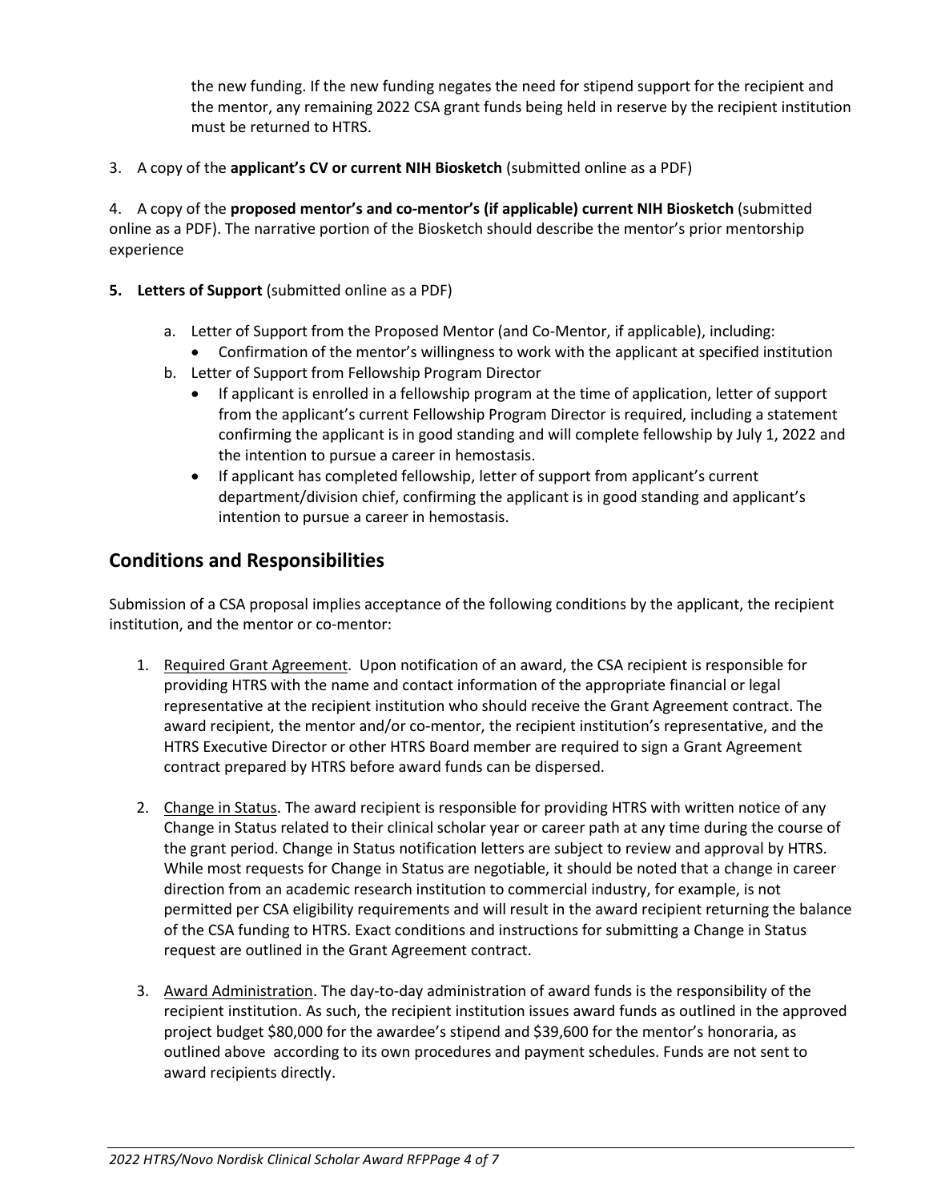the new funding. If the new funding negates the need for stipend support for the recipient and the mentor, any remaining 2022 CSA grant funds being held in reserve by the recipient institution must be returned to HTRS.

3. A copy of the **applicant's CV or current NIH Biosketch** (submitted online as a PDF)

4. A copy of the **proposed mentor's and co-mentor's (if applicable) current NIH Biosketch** (submitted online as a PDF). The narrative portion of the Biosketch should describe the mentor's prior mentorship experience

5. **Letters of Support** (submitted online as a PDF)

   a. Letter of Support from the Proposed Mentor (and Co-Mentor, if applicable), including:
      - Confirmation of the mentor's willingness to work with the applicant at specified institution

   b. Letter of Support from Fellowship Program Director
      - If applicant is enrolled in a fellowship program at the time of application, letter of support from the applicant's current Fellowship Program Director is required, including a statement confirming the applicant is in good standing and will complete fellowship by July 1, 2022 and the intention to pursue a career in hemostasis.
      - If applicant has completed fellowship, letter of support from applicant's current department/division chief, confirming the applicant is in good standing and applicant's intention to pursue a career in hemostasis.

## Conditions and Responsibilities

Submission of a CSA proposal implies acceptance of the following conditions by the applicant, the recipient institution, and the mentor or co-mentor:

1. Required Grant Agreement. Upon notification of an award, the CSA recipient is responsible for providing HTRS with the name and contact information of the appropriate financial or legal representative at the recipient institution who should receive the Grant Agreement contract. The award recipient, the mentor and/or co-mentor, the recipient institution's representative, and the HTRS Executive Director or other HTRS Board member are required to sign a Grant Agreement contract prepared by HTRS before award funds can be dispersed.

2. Change in Status. The award recipient is responsible for providing HTRS with written notice of any Change in Status related to their clinical scholar year or career path at any time during the course of the grant period. Change in Status notification letters are subject to review and approval by HTRS. While most requests for Change in Status are negotiable, it should be noted that a change in career direction from an academic research institution to commercial industry, for example, is not permitted per CSA eligibility requirements and will result in the award recipient returning the balance of the CSA funding to HTRS. Exact conditions and instructions for submitting a Change in Status request are outlined in the Grant Agreement contract.

3. Award Administration. The day-to-day administration of award funds is the responsibility of the recipient institution. As such, the recipient institution issues award funds as outlined in the approved project budget $80,000 for the awardee's stipend and $39,600 for the mentor's honoraria, as outlined above according to its own procedures and payment schedules. Funds are not sent to award recipients directly.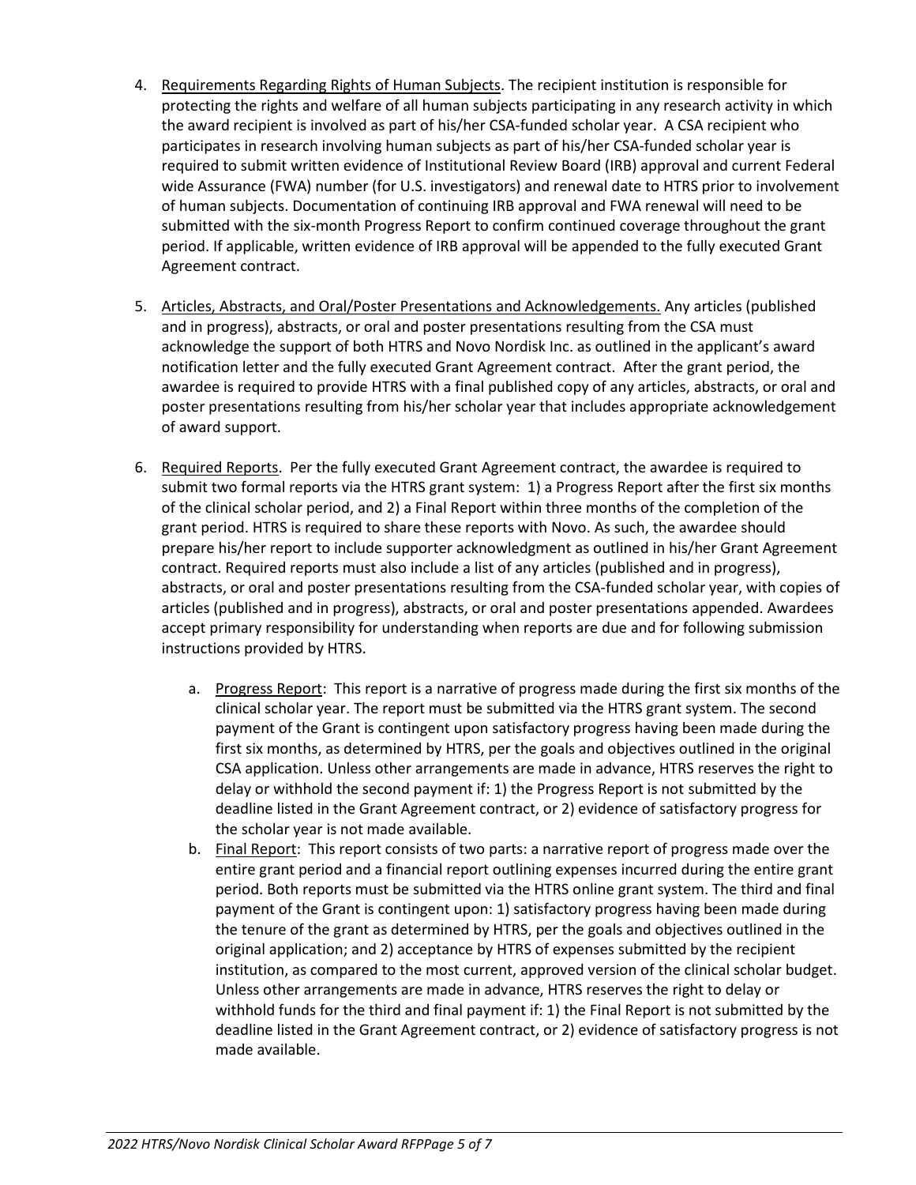4. Requirements Regarding Rights of Human Subjects. The recipient institution is responsible for protecting the rights and welfare of all human subjects participating in any research activity in which the award recipient is involved as part of his/her CSA-funded scholar year. A CSA recipient who participates in research involving human subjects as part of his/her CSA-funded scholar year is required to submit written evidence of Institutional Review Board (IRB) approval and current Federal wide Assurance (FWA) number (for U.S. investigators) and renewal date to HTRS prior to involvement of human subjects. Documentation of continuing IRB approval and FWA renewal will need to be submitted with the six-month Progress Report to confirm continued coverage throughout the grant period. If applicable, written evidence of IRB approval will be appended to the fully executed Grant Agreement contract.

5. Articles, Abstracts, and Oral/Poster Presentations and Acknowledgements. Any articles (published and in progress), abstracts, or oral and poster presentations resulting from the CSA must acknowledge the support of both HTRS and Novo Nordisk Inc. as outlined in the applicant's award notification letter and the fully executed Grant Agreement contract. After the grant period, the awardee is required to provide HTRS with a final published copy of any articles, abstracts, or oral and poster presentations resulting from his/her scholar year that includes appropriate acknowledgement of award support.

6. Required Reports. Per the fully executed Grant Agreement contract, the awardee is required to submit two formal reports via the HTRS grant system: 1) a Progress Report after the first six months of the clinical scholar period, and 2) a Final Report within three months of the completion of the grant period. HTRS is required to share these reports with Novo. As such, the awardee should prepare his/her report to include supporter acknowledgment as outlined in his/her Grant Agreement contract. Required reports must also include a list of any articles (published and in progress), abstracts, or oral and poster presentations resulting from the CSA-funded scholar year, with copies of articles (published and in progress), abstracts, or oral and poster presentations appended. Awardees accept primary responsibility for understanding when reports are due and for following submission instructions provided by HTRS.

    a. Progress Report: This report is a narrative of progress made during the first six months of the clinical scholar year. The report must be submitted via the HTRS grant system. The second payment of the Grant is contingent upon satisfactory progress having been made during the first six months, as determined by HTRS, per the goals and objectives outlined in the original CSA application. Unless other arrangements are made in advance, HTRS reserves the right to delay or withhold the second payment if: 1) the Progress Report is not submitted by the deadline listed in the Grant Agreement contract, or 2) evidence of satisfactory progress for the scholar year is not made available.

    b. Final Report: This report consists of two parts: a narrative report of progress made over the entire grant period and a financial report outlining expenses incurred during the entire grant period. Both reports must be submitted via the HTRS online grant system. The third and final payment of the Grant is contingent upon: 1) satisfactory progress having been made during the tenure of the grant as determined by HTRS, per the goals and objectives outlined in the original application; and 2) acceptance by HTRS of expenses submitted by the recipient institution, as compared to the most current, approved version of the clinical scholar budget. Unless other arrangements are made in advance, HTRS reserves the right to delay or withhold funds for the third and final payment if: 1) the Final Report is not submitted by the deadline listed in the Grant Agreement contract, or 2) evidence of satisfactory progress is not made available.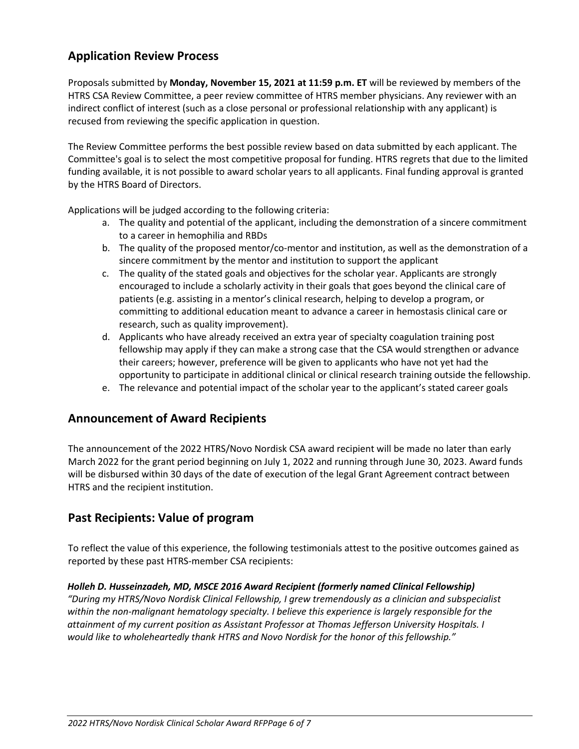## Application Review Process

Proposals submitted by **Monday, November 15, 2021 at 11:59 p.m. ET** will be reviewed by members of the HTRS CSA Review Committee, a peer review committee of HTRS member physicians. Any reviewer with an indirect conflict of interest (such as a close personal or professional relationship with any applicant) is recused from reviewing the specific application in question.

The Review Committee performs the best possible review based on data submitted by each applicant. The Committee's goal is to select the most competitive proposal for funding. HTRS regrets that due to the limited funding available, it is not possible to award scholar years to all applicants. Final funding approval is granted by the HTRS Board of Directors.

Applications will be judged according to the following criteria:

a. The quality and potential of the applicant, including the demonstration of a sincere commitment to a career in hemophilia and RBDs
b. The quality of the proposed mentor/co-mentor and institution, as well as the demonstration of a sincere commitment by the mentor and institution to support the applicant
c. The quality of the stated goals and objectives for the scholar year. Applicants are strongly encouraged to include a scholarly activity in their goals that goes beyond the clinical care of patients (e.g. assisting in a mentor's clinical research, helping to develop a program, or committing to additional education meant to advance a career in hemostasis clinical care or research, such as quality improvement).
d. Applicants who have already received an extra year of specialty coagulation training post fellowship may apply if they can make a strong case that the CSA would strengthen or advance their careers; however, preference will be given to applicants who have not yet had the opportunity to participate in additional clinical or clinical research training outside the fellowship.
e. The relevance and potential impact of the scholar year to the applicant's stated career goals

## Announcement of Award Recipients

The announcement of the 2022 HTRS/Novo Nordisk CSA award recipient will be made no later than early March 2022 for the grant period beginning on July 1, 2022 and running through June 30, 2023. Award funds will be disbursed within 30 days of the date of execution of the legal Grant Agreement contract between HTRS and the recipient institution.

## Past Recipients: Value of program

To reflect the value of this experience, the following testimonials attest to the positive outcomes gained as reported by these past HTRS-member CSA recipients:

***Holleh D. Husseinzadeh, MD, MSCE 2016 Award Recipient (formerly named Clinical Fellowship)***
*"During my HTRS/Novo Nordisk Clinical Fellowship, I grew tremendously as a clinician and subspecialist within the non-malignant hematology specialty. I believe this experience is largely responsible for the attainment of my current position as Assistant Professor at Thomas Jefferson University Hospitals. I would like to wholeheartedly thank HTRS and Novo Nordisk for the honor of this fellowship."*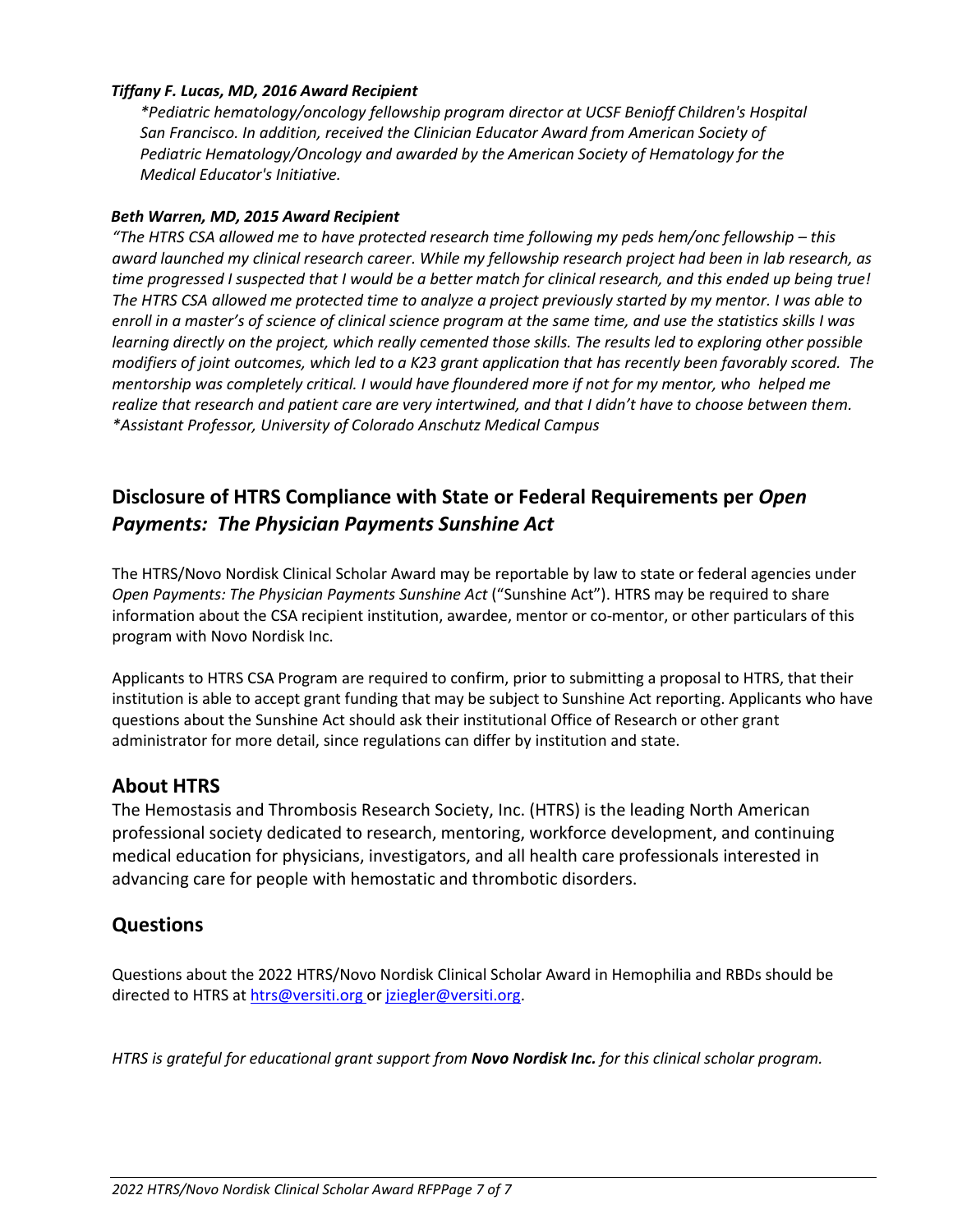***Tiffany F. Lucas, MD, 2016 Award Recipient***

*\*Pediatric hematology/oncology fellowship program director at UCSF Benioff Children's Hospital San Francisco. In addition, received the Clinician Educator Award from American Society of Pediatric Hematology/Oncology and awarded by the American Society of Hematology for the Medical Educator's Initiative.*

***Beth Warren, MD, 2015 Award Recipient***

*"The HTRS CSA allowed me to have protected research time following my peds hem/onc fellowship – this award launched my clinical research career. While my fellowship research project had been in lab research, as time progressed I suspected that I would be a better match for clinical research, and this ended up being true! The HTRS CSA allowed me protected time to analyze a project previously started by my mentor. I was able to enroll in a master's of science of clinical science program at the same time, and use the statistics skills I was learning directly on the project, which really cemented those skills. The results led to exploring other possible modifiers of joint outcomes, which led to a K23 grant application that has recently been favorably scored. The mentorship was completely critical. I would have floundered more if not for my mentor, who helped me realize that research and patient care are very intertwined, and that I didn't have to choose between them.*
*\*Assistant Professor, University of Colorado Anschutz Medical Campus*

## Disclosure of HTRS Compliance with State or Federal Requirements per *Open Payments: The Physician Payments Sunshine Act*

The HTRS/Novo Nordisk Clinical Scholar Award may be reportable by law to state or federal agencies under *Open Payments: The Physician Payments Sunshine Act* ("Sunshine Act"). HTRS may be required to share information about the CSA recipient institution, awardee, mentor or co-mentor, or other particulars of this program with Novo Nordisk Inc.

Applicants to HTRS CSA Program are required to confirm, prior to submitting a proposal to HTRS, that their institution is able to accept grant funding that may be subject to Sunshine Act reporting. Applicants who have questions about the Sunshine Act should ask their institutional Office of Research or other grant administrator for more detail, since regulations can differ by institution and state.

## About HTRS

The Hemostasis and Thrombosis Research Society, Inc. (HTRS) is the leading North American professional society dedicated to research, mentoring, workforce development, and continuing medical education for physicians, investigators, and all health care professionals interested in advancing care for people with hemostatic and thrombotic disorders.

## Questions

Questions about the 2022 HTRS/Novo Nordisk Clinical Scholar Award in Hemophilia and RBDs should be directed to HTRS at htrs@versiti.org or jziegler@versiti.org.

*HTRS is grateful for educational grant support from **Novo Nordisk Inc.** for this clinical scholar program.*